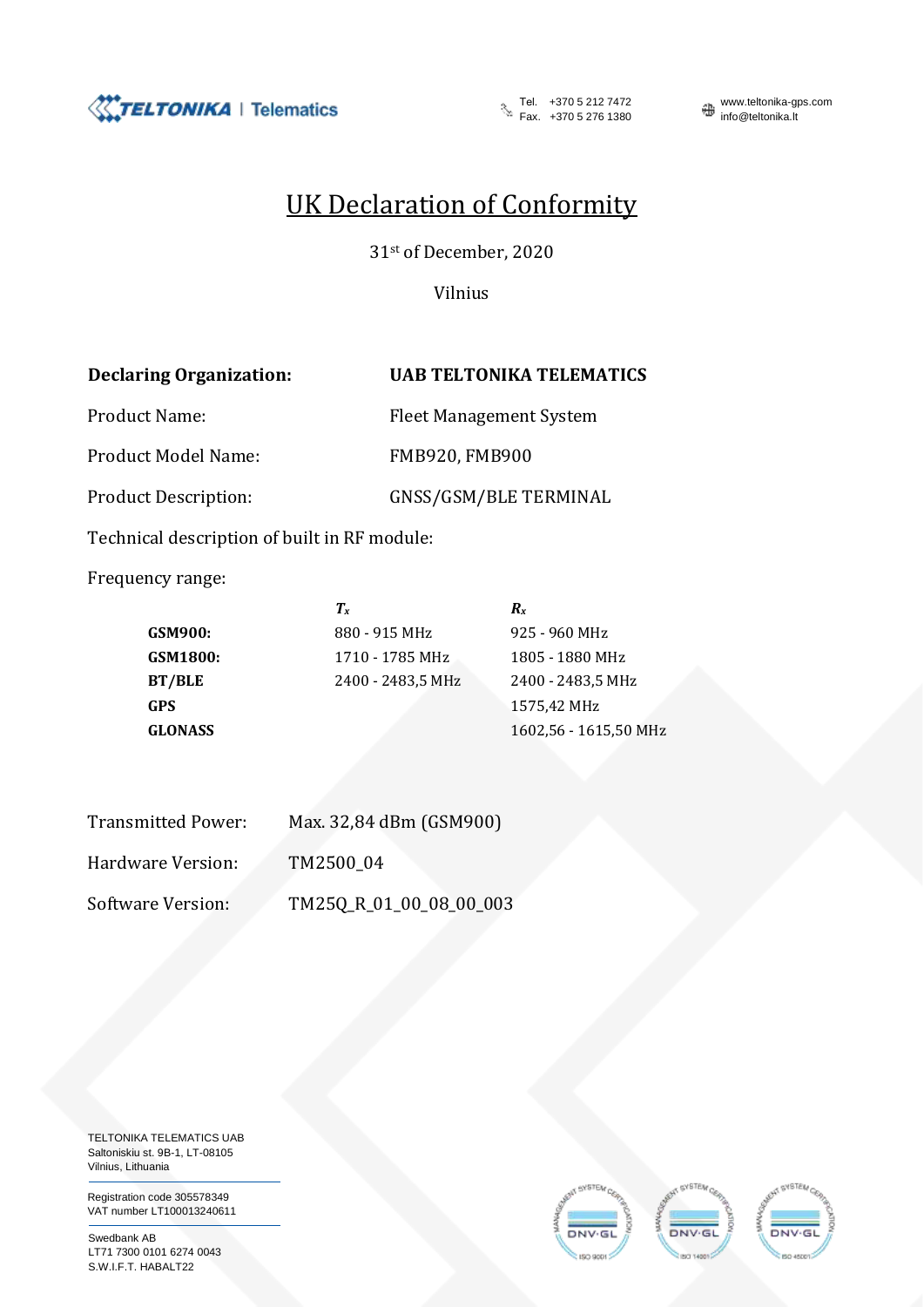# UK Declaration of Conformity

31st of December, 2020

Vilnius

| | |
|---|---|
| **Declaring Organization:** | **UAB TELTONIKA TELEMATICS** |
| Product Name: | Fleet Management System |
| Product Model Name: | FMB920, FMB900 |
| Product Description: | GNSS/GSM/BLE TERMINAL |

Technical description of built in RF module:

Frequency range:

| | $T_x$ | $R_x$ |
|---|---|---|
| **GSM900:** | 880 - 915 MHz | 925 - 960 MHz |
| **GSM1800:** | 1710 - 1785 MHz | 1805 - 1880 MHz |
| **BT/BLE** | 2400 - 2483,5 MHz | 2400 - 2483,5 MHz |
| **GPS** | | 1575,42 MHz |
| **GLONASS** | | 1602,56 - 1615,50 MHz |

| | |
|---|---|
| Transmitted Power: | Max. 32,84 dBm (GSM900) |
| Hardware Version: | TM2500_04 |
| Software Version: | TM25Q_R_01_00_08_00_003 |

TELTONIKA TELEMATICS UAB
Saltoniskiu st. 9B-1, LT-08105
Vilnius, Lithuania

Registration code 305578349
VAT number LT100013240611

Swedbank AB
LT71 7300 0101 6274 0043
S.W.I.F.T. HABALT22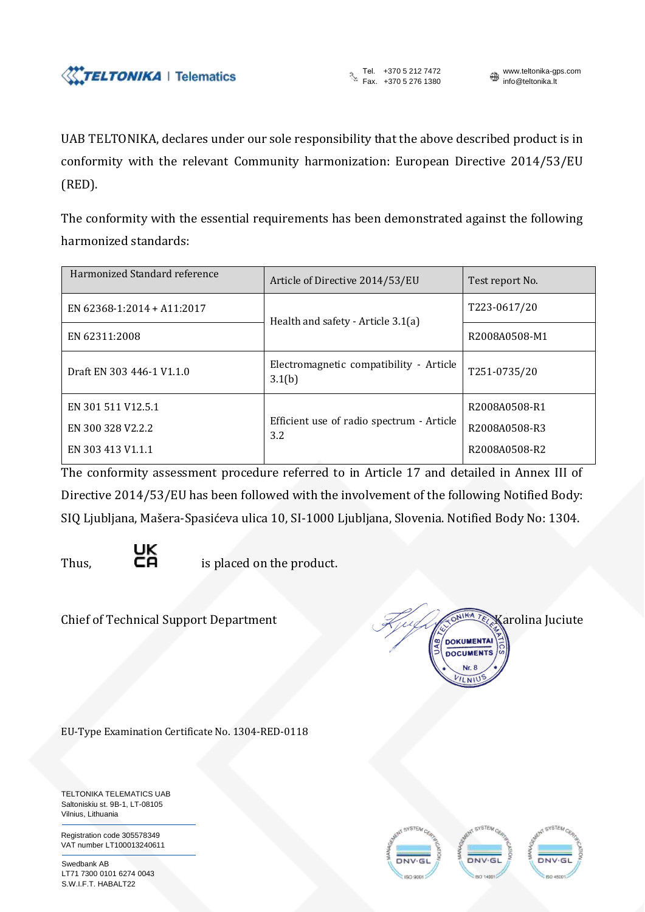UAB TELTONIKA, declares under our sole responsibility that the above described product is in conformity with the relevant Community harmonization: European Directive 2014/53/EU (RED).

The conformity with the essential requirements has been demonstrated against the following harmonized standards:

| Harmonized Standard reference | Article of Directive 2014/53/EU | Test report No. |
|---|---|---|
| EN 62368-1:2014 + A11:2017 | Health and safety - Article 3.1(a) | T223-0617/20 |
| EN 62311:2008 | | R2008A0508-M1 |
| Draft EN 303 446-1 V1.1.0 | Electromagnetic compatibility - Article 3.1(b) | T251-0735/20 |
| EN 301 511 V12.5.1 | Efficient use of radio spectrum - Article 3.2 | R2008A0508-R1 |
| EN 300 328 V2.2.2 | | R2008A0508-R3 |
| EN 303 413 V1.1.1 | | R2008A0508-R2 |

The conformity assessment procedure referred to in Article 17 and detailed in Annex III of Directive 2014/53/EU has been followed with the involvement of the following Notified Body: SIQ Ljubljana, Mašera-Spasićeva ulica 10, SI-1000 Ljubljana, Slovenia. Notified Body No: 1304.

Thus, UK CA is placed on the product.

Chief of Technical Support Department Karolina Juciute

EU-Type Examination Certificate No. 1304-RED-0118

TELTONIKA TELEMATICS UAB
Saltoniskiu st. 9B-1, LT-08105
Vilnius, Lithuania

Registration code 305578349
VAT number LT100013240611

Swedbank AB
LT71 7300 0101 6274 0043
S.W.I.F.T. HABALT22